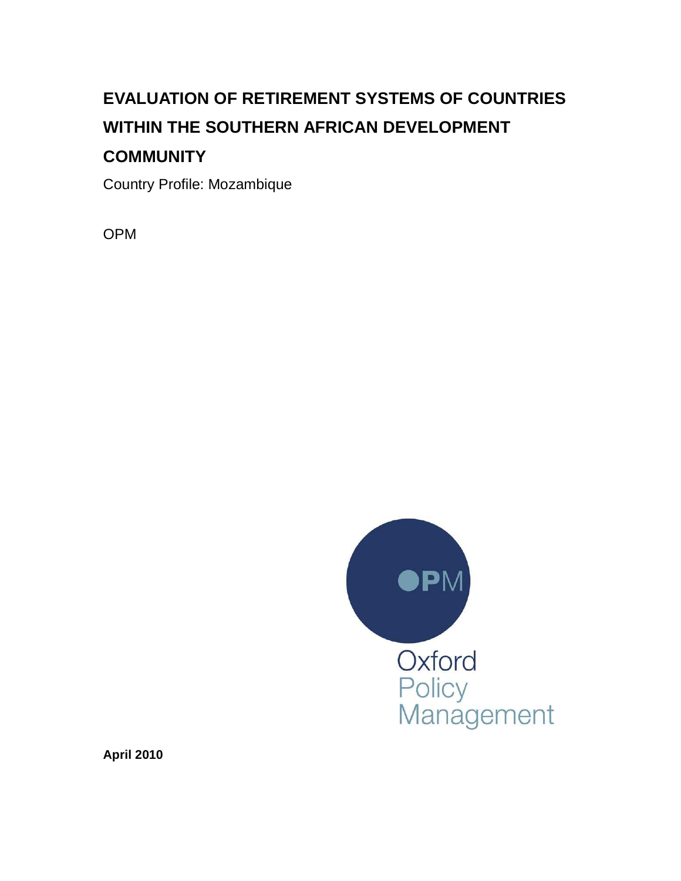# EVALUATION OF RETIREMENT SYSTEMS OF COUNTRIES WITHIN THE SOUTHERN AFRICAN DEVELOPMENT COMMUNITY

Country Profile: Mozambique

OPM

Oxford Policy Management

**April 2010**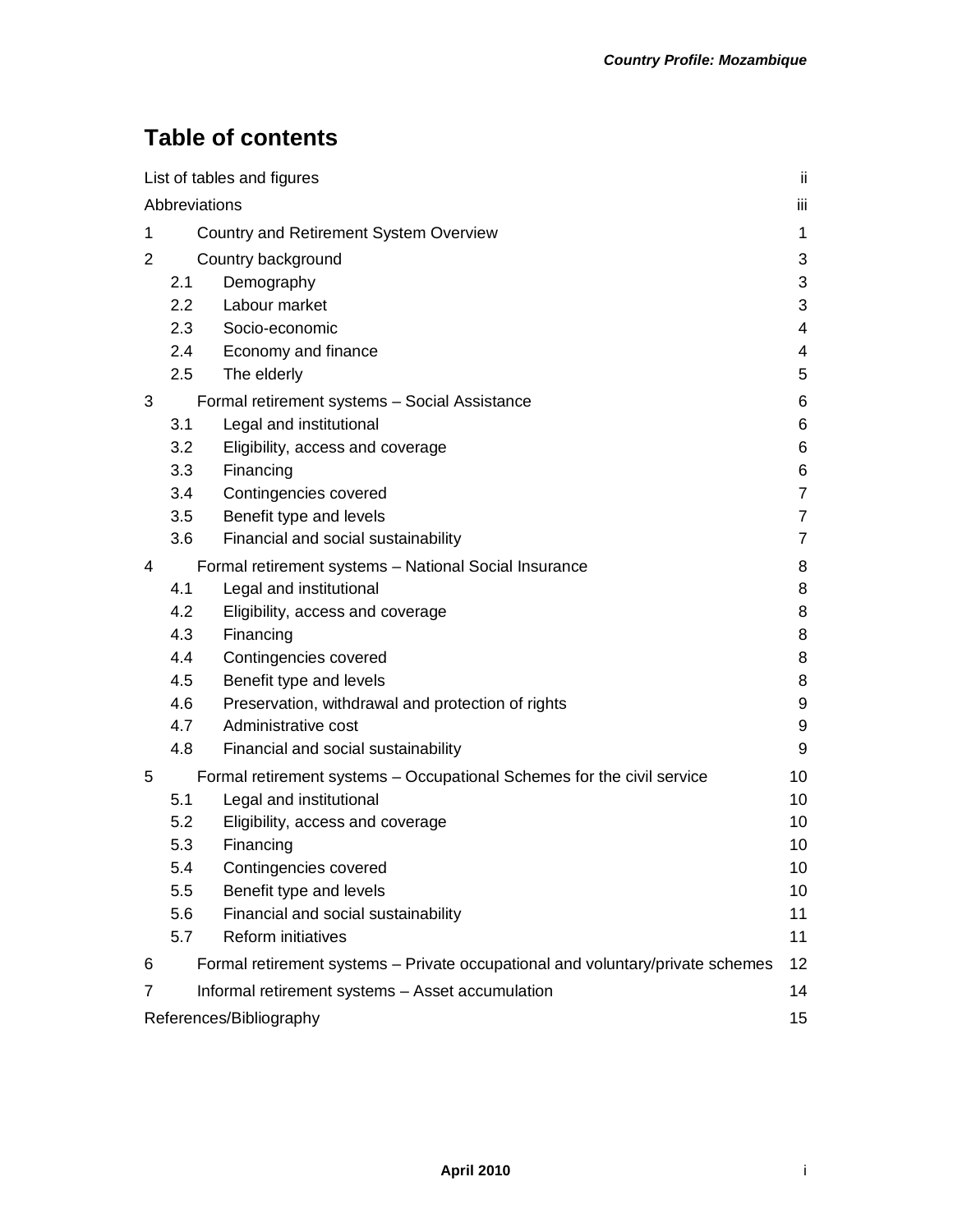# Table of contents

| | | |
|---|---|---|
| List of tables and figures | | ii |
| Abbreviations | | iii |
| 1 | Country and Retirement System Overview | 1 |
| 2 | Country background | 3 |
| 2.1 | Demography | 3 |
| 2.2 | Labour market | 3 |
| 2.3 | Socio-economic | 4 |
| 2.4 | Economy and finance | 4 |
| 2.5 | The elderly | 5 |
| 3 | Formal retirement systems – Social Assistance | 6 |
| 3.1 | Legal and institutional | 6 |
| 3.2 | Eligibility, access and coverage | 6 |
| 3.3 | Financing | 6 |
| 3.4 | Contingencies covered | 7 |
| 3.5 | Benefit type and levels | 7 |
| 3.6 | Financial and social sustainability | 7 |
| 4 | Formal retirement systems – National Social Insurance | 8 |
| 4.1 | Legal and institutional | 8 |
| 4.2 | Eligibility, access and coverage | 8 |
| 4.3 | Financing | 8 |
| 4.4 | Contingencies covered | 8 |
| 4.5 | Benefit type and levels | 8 |
| 4.6 | Preservation, withdrawal and protection of rights | 9 |
| 4.7 | Administrative cost | 9 |
| 4.8 | Financial and social sustainability | 9 |
| 5 | Formal retirement systems – Occupational Schemes for the civil service | 10 |
| 5.1 | Legal and institutional | 10 |
| 5.2 | Eligibility, access and coverage | 10 |
| 5.3 | Financing | 10 |
| 5.4 | Contingencies covered | 10 |
| 5.5 | Benefit type and levels | 10 |
| 5.6 | Financial and social sustainability | 11 |
| 5.7 | Reform initiatives | 11 |
| 6 | Formal retirement systems – Private occupational and voluntary/private schemes | 12 |
| 7 | Informal retirement systems – Asset accumulation | 14 |
| References/Bibliography | | 15 |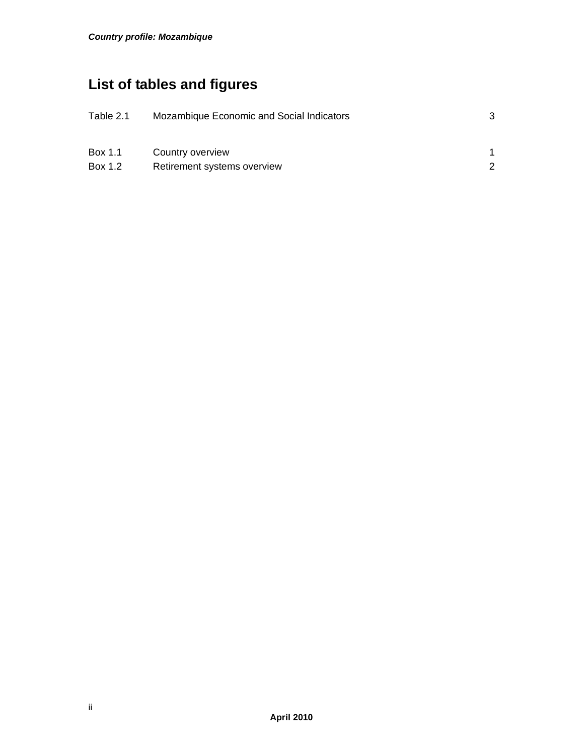## List of tables and figures

| | | |
|---|---|---|
| Table 2.1 | Mozambique Economic and Social Indicators | 3 |
| | | |
| Box 1.1 | Country overview | 1 |
| Box 1.2 | Retirement systems overview | 2 |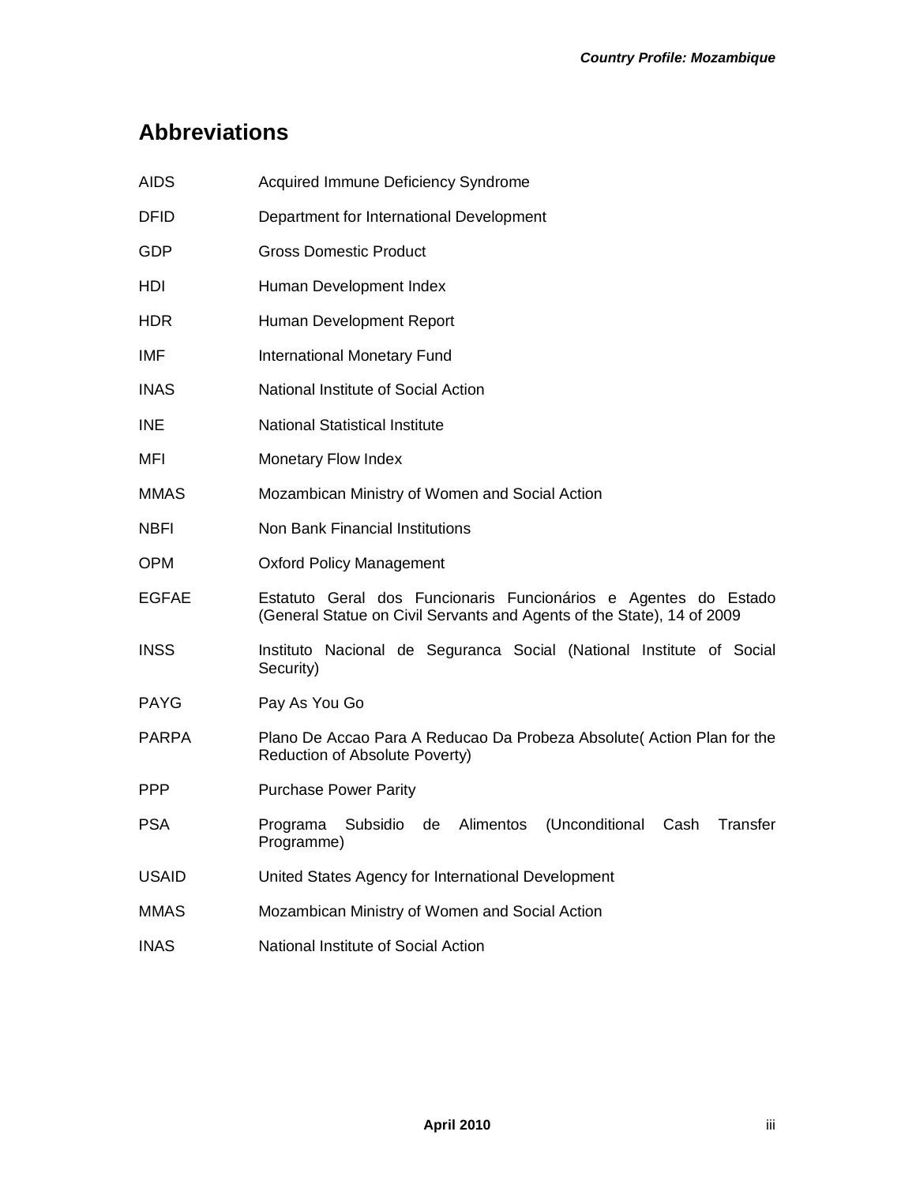## Abbreviations

| | |
|---|---|
| AIDS | Acquired Immune Deficiency Syndrome |
| DFID | Department for International Development |
| GDP | Gross Domestic Product |
| HDI | Human Development Index |
| HDR | Human Development Report |
| IMF | International Monetary Fund |
| INAS | National Institute of Social Action |
| INE | National Statistical Institute |
| MFI | Monetary Flow Index |
| MMAS | Mozambican Ministry of Women and Social Action |
| NBFI | Non Bank Financial Institutions |
| OPM | Oxford Policy Management |
| EGFAE | Estatuto Geral dos Funcionaris Funcionários e Agentes do Estado (General Statue on Civil Servants and Agents of the State), 14 of 2009 |
| INSS | Instituto Nacional de Seguranca Social (National Institute of Social Security) |
| PAYG | Pay As You Go |
| PARPA | Plano De Accao Para A Reducao Da Probeza Absolute( Action Plan for the Reduction of Absolute Poverty) |
| PPP | Purchase Power Parity |
| PSA | Programa Subsidio de Alimentos (Unconditional Cash Transfer Programme) |
| USAID | United States Agency for International Development |
| MMAS | Mozambican Ministry of Women and Social Action |
| INAS | National Institute of Social Action |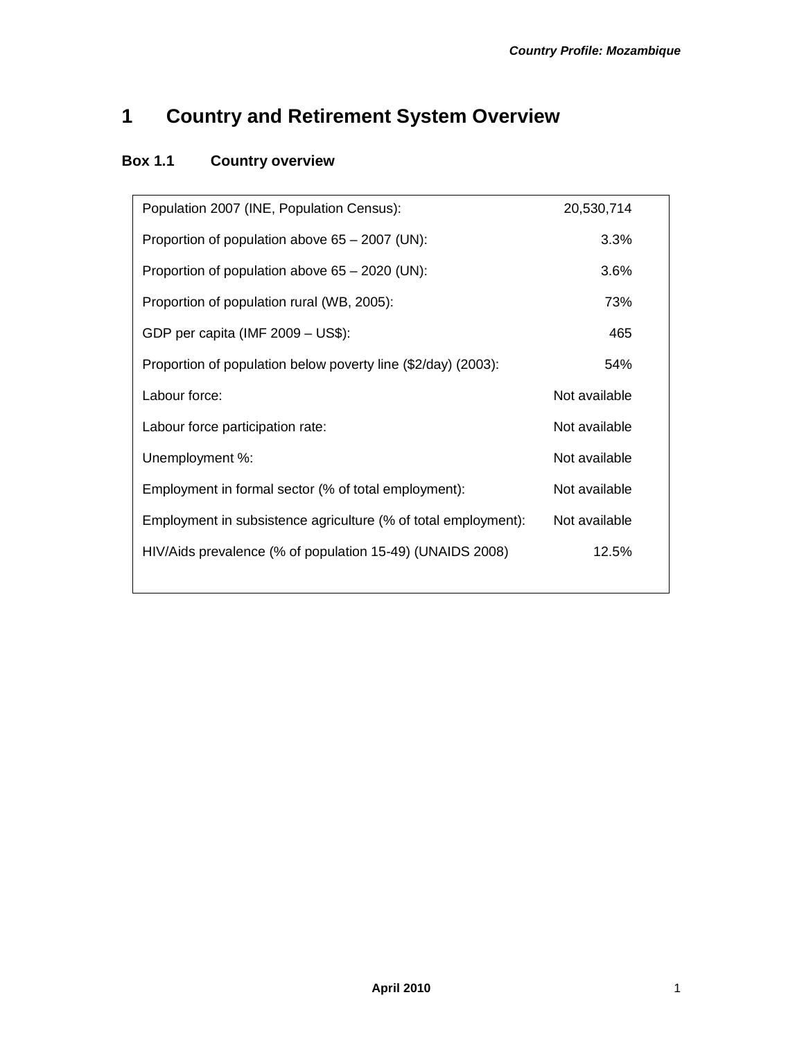# 1 Country and Retirement System Overview

### Box 1.1 Country overview

| | |
|---|---:|
| Population 2007 (INE, Population Census): | 20,530,714 |
| Proportion of population above 65 – 2007 (UN): | 3.3% |
| Proportion of population above 65 – 2020 (UN): | 3.6% |
| Proportion of population rural (WB, 2005): | 73% |
| GDP per capita (IMF 2009 – US$): | 465 |
| Proportion of population below poverty line ($2/day) (2003): | 54% |
| Labour force: | Not available |
| Labour force participation rate: | Not available |
| Unemployment %: | Not available |
| Employment in formal sector (% of total employment): | Not available |
| Employment in subsistence agriculture (% of total employment): | Not available |
| HIV/Aids prevalence (% of population 15-49) (UNAIDS 2008) | 12.5% |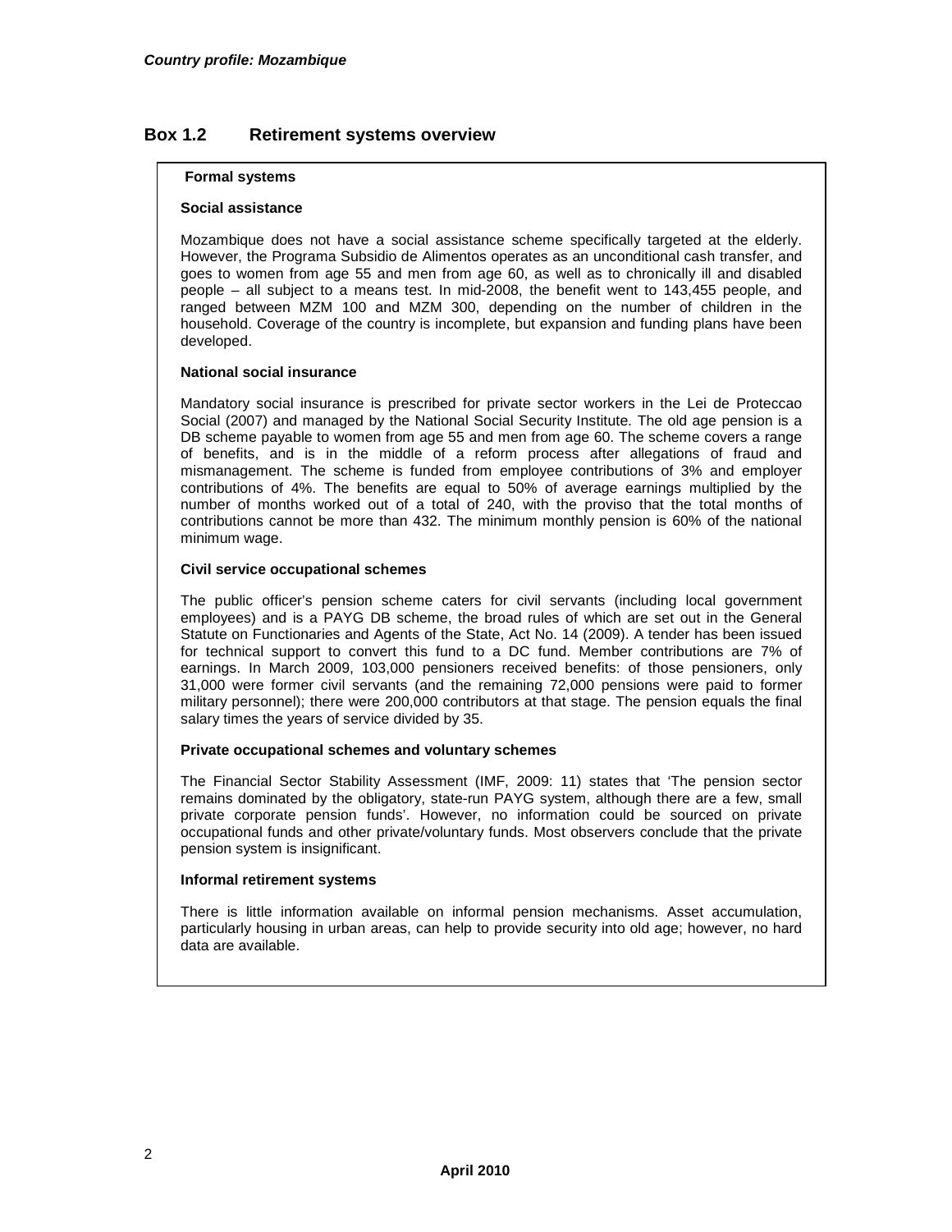## Box 1.2 Retirement systems overview

**Formal systems**

**Social assistance**

Mozambique does not have a social assistance scheme specifically targeted at the elderly. However, the Programa Subsidio de Alimentos operates as an unconditional cash transfer, and goes to women from age 55 and men from age 60, as well as to chronically ill and disabled people – all subject to a means test. In mid-2008, the benefit went to 143,455 people, and ranged between MZM 100 and MZM 300, depending on the number of children in the household. Coverage of the country is incomplete, but expansion and funding plans have been developed.

**National social insurance**

Mandatory social insurance is prescribed for private sector workers in the Lei de Proteccao Social (2007) and managed by the National Social Security Institute. The old age pension is a DB scheme payable to women from age 55 and men from age 60. The scheme covers a range of benefits, and is in the middle of a reform process after allegations of fraud and mismanagement. The scheme is funded from employee contributions of 3% and employer contributions of 4%. The benefits are equal to 50% of average earnings multiplied by the number of months worked out of a total of 240, with the proviso that the total months of contributions cannot be more than 432. The minimum monthly pension is 60% of the national minimum wage.

**Civil service occupational schemes**

The public officer's pension scheme caters for civil servants (including local government employees) and is a PAYG DB scheme, the broad rules of which are set out in the General Statute on Functionaries and Agents of the State, Act No. 14 (2009). A tender has been issued for technical support to convert this fund to a DC fund. Member contributions are 7% of earnings. In March 2009, 103,000 pensioners received benefits: of those pensioners, only 31,000 were former civil servants (and the remaining 72,000 pensions were paid to former military personnel); there were 200,000 contributors at that stage. The pension equals the final salary times the years of service divided by 35.

**Private occupational schemes and voluntary schemes**

The Financial Sector Stability Assessment (IMF, 2009: 11) states that 'The pension sector remains dominated by the obligatory, state-run PAYG system, although there are a few, small private corporate pension funds'. However, no information could be sourced on private occupational funds and other private/voluntary funds. Most observers conclude that the private pension system is insignificant.

**Informal retirement systems**

There is little information available on informal pension mechanisms. Asset accumulation, particularly housing in urban areas, can help to provide security into old age; however, no hard data are available.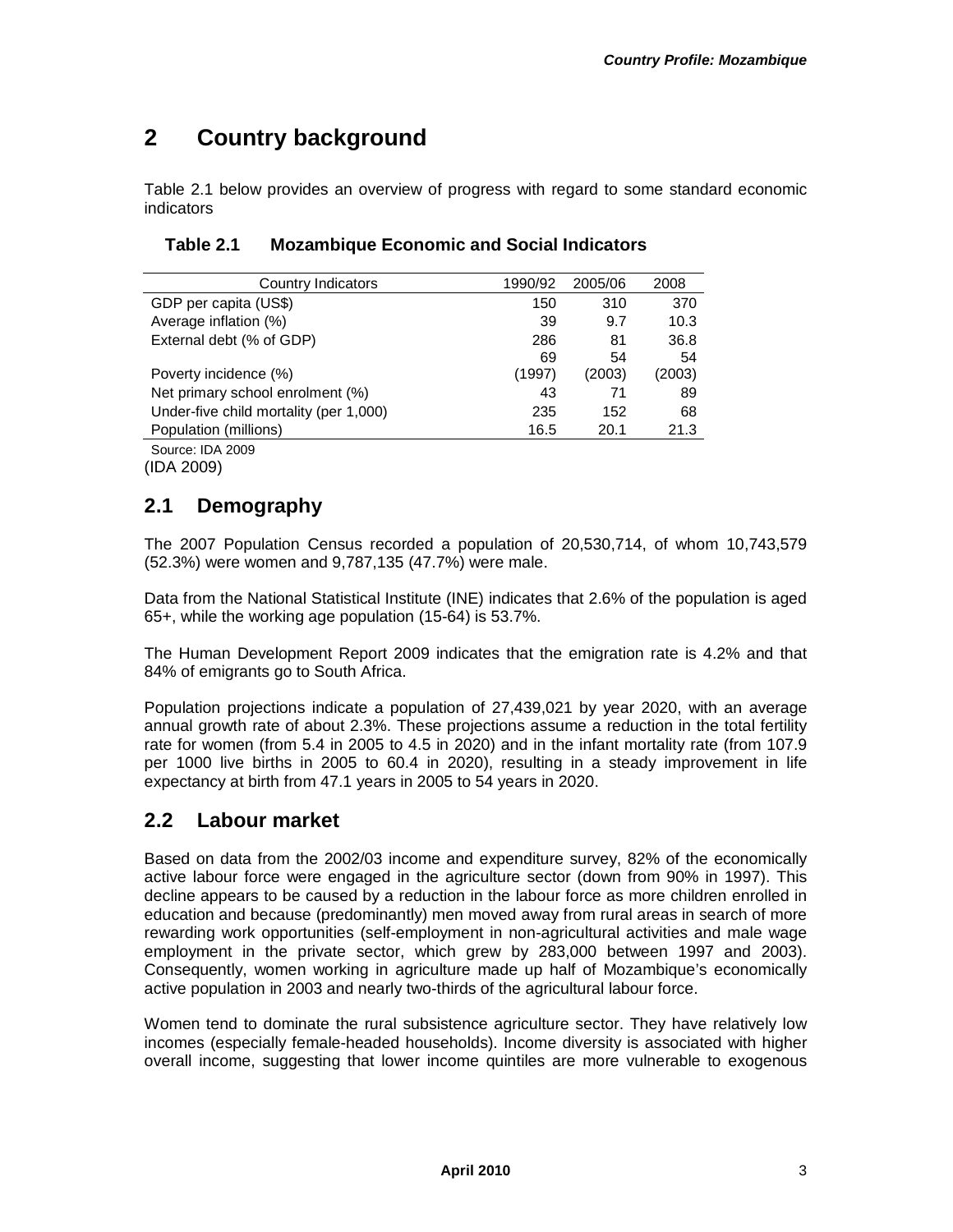# 2 Country background

Table 2.1 below provides an overview of progress with regard to some standard economic indicators

**Table 2.1 Mozambique Economic and Social Indicators**

| Country Indicators | 1990/92 | 2005/06 | 2008 |
|---|---|---|---|
| GDP per capita (US$) | 150 | 310 | 370 |
| Average inflation (%) | 39 | 9.7 | 10.3 |
| External debt (% of GDP) | 286 | 81 | 36.8 |
| Poverty incidence (%) | 69 (1997) | 54 (2003) | 54 (2003) |
| Net primary school enrolment (%) | 43 | 71 | 89 |
| Under-five child mortality (per 1,000) | 235 | 152 | 68 |
| Population (millions) | 16.5 | 20.1 | 21.3 |

Source: IDA 2009

(IDA 2009)

## 2.1 Demography

The 2007 Population Census recorded a population of 20,530,714, of whom 10,743,579 (52.3%) were women and 9,787,135 (47.7%) were male.

Data from the National Statistical Institute (INE) indicates that 2.6% of the population is aged 65+, while the working age population (15-64) is 53.7%.

The Human Development Report 2009 indicates that the emigration rate is 4.2% and that 84% of emigrants go to South Africa.

Population projections indicate a population of 27,439,021 by year 2020, with an average annual growth rate of about 2.3%. These projections assume a reduction in the total fertility rate for women (from 5.4 in 2005 to 4.5 in 2020) and in the infant mortality rate (from 107.9 per 1000 live births in 2005 to 60.4 in 2020), resulting in a steady improvement in life expectancy at birth from 47.1 years in 2005 to 54 years in 2020.

## 2.2 Labour market

Based on data from the 2002/03 income and expenditure survey, 82% of the economically active labour force were engaged in the agriculture sector (down from 90% in 1997). This decline appears to be caused by a reduction in the labour force as more children enrolled in education and because (predominantly) men moved away from rural areas in search of more rewarding work opportunities (self-employment in non-agricultural activities and male wage employment in the private sector, which grew by 283,000 between 1997 and 2003). Consequently, women working in agriculture made up half of Mozambique's economically active population in 2003 and nearly two-thirds of the agricultural labour force.

Women tend to dominate the rural subsistence agriculture sector. They have relatively low incomes (especially female-headed households). Income diversity is associated with higher overall income, suggesting that lower income quintiles are more vulnerable to exogenous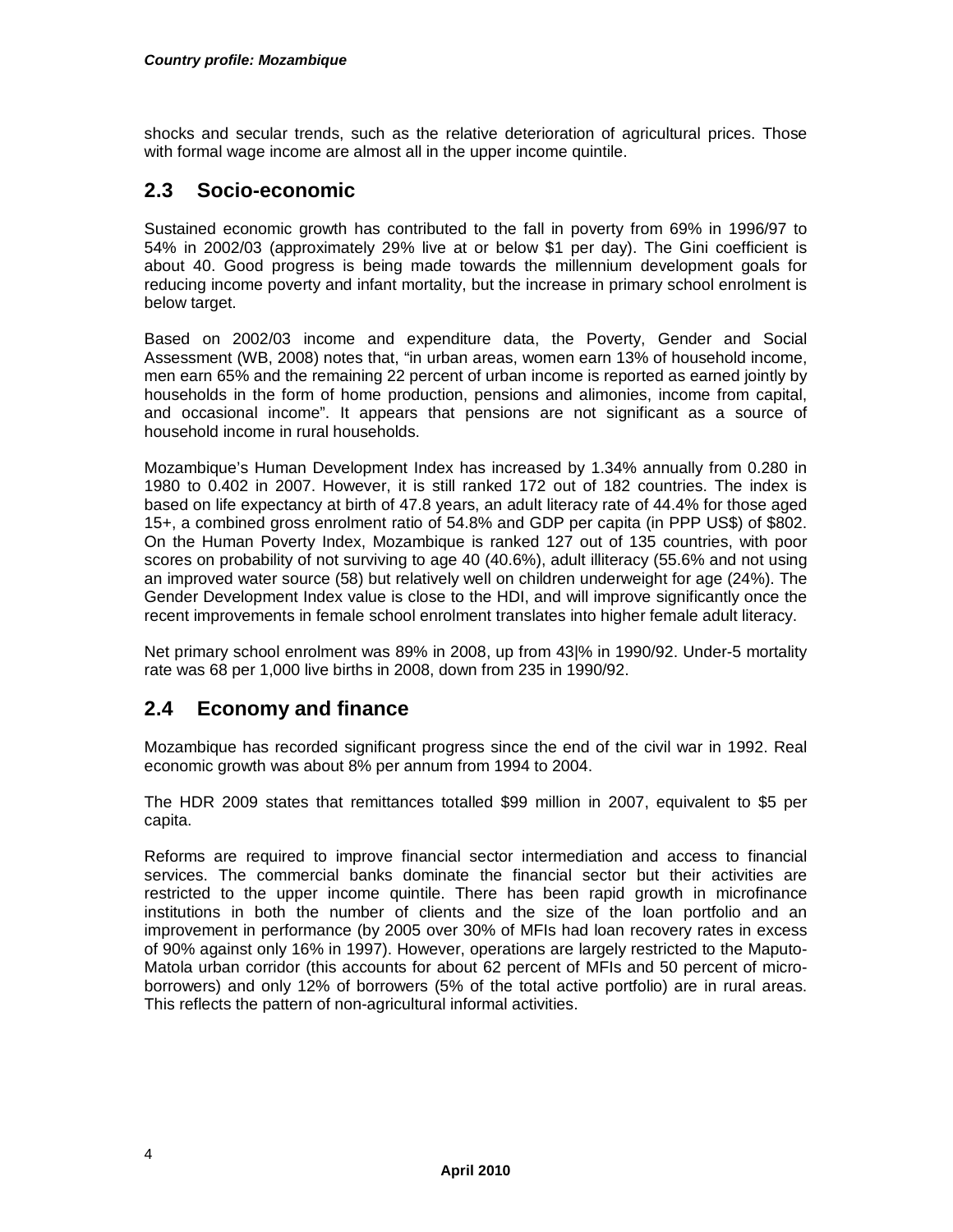shocks and secular trends, such as the relative deterioration of agricultural prices. Those with formal wage income are almost all in the upper income quintile.

## 2.3 Socio-economic

Sustained economic growth has contributed to the fall in poverty from 69% in 1996/97 to 54% in 2002/03 (approximately 29% live at or below $1 per day). The Gini coefficient is about 40. Good progress is being made towards the millennium development goals for reducing income poverty and infant mortality, but the increase in primary school enrolment is below target.

Based on 2002/03 income and expenditure data, the Poverty, Gender and Social Assessment (WB, 2008) notes that, "in urban areas, women earn 13% of household income, men earn 65% and the remaining 22 percent of urban income is reported as earned jointly by households in the form of home production, pensions and alimonies, income from capital, and occasional income". It appears that pensions are not significant as a source of household income in rural households.

Mozambique's Human Development Index has increased by 1.34% annually from 0.280 in 1980 to 0.402 in 2007. However, it is still ranked 172 out of 182 countries. The index is based on life expectancy at birth of 47.8 years, an adult literacy rate of 44.4% for those aged 15+, a combined gross enrolment ratio of 54.8% and GDP per capita (in PPP US$) of $802. On the Human Poverty Index, Mozambique is ranked 127 out of 135 countries, with poor scores on probability of not surviving to age 40 (40.6%), adult illiteracy (55.6% and not using an improved water source (58) but relatively well on children underweight for age (24%). The Gender Development Index value is close to the HDI, and will improve significantly once the recent improvements in female school enrolment translates into higher female adult literacy.

Net primary school enrolment was 89% in 2008, up from 43|% in 1990/92. Under-5 mortality rate was 68 per 1,000 live births in 2008, down from 235 in 1990/92.

## 2.4 Economy and finance

Mozambique has recorded significant progress since the end of the civil war in 1992. Real economic growth was about 8% per annum from 1994 to 2004.

The HDR 2009 states that remittances totalled $99 million in 2007, equivalent to $5 per capita.

Reforms are required to improve financial sector intermediation and access to financial services. The commercial banks dominate the financial sector but their activities are restricted to the upper income quintile. There has been rapid growth in microfinance institutions in both the number of clients and the size of the loan portfolio and an improvement in performance (by 2005 over 30% of MFIs had loan recovery rates in excess of 90% against only 16% in 1997). However, operations are largely restricted to the Maputo-Matola urban corridor (this accounts for about 62 percent of MFIs and 50 percent of micro-borrowers) and only 12% of borrowers (5% of the total active portfolio) are in rural areas. This reflects the pattern of non-agricultural informal activities.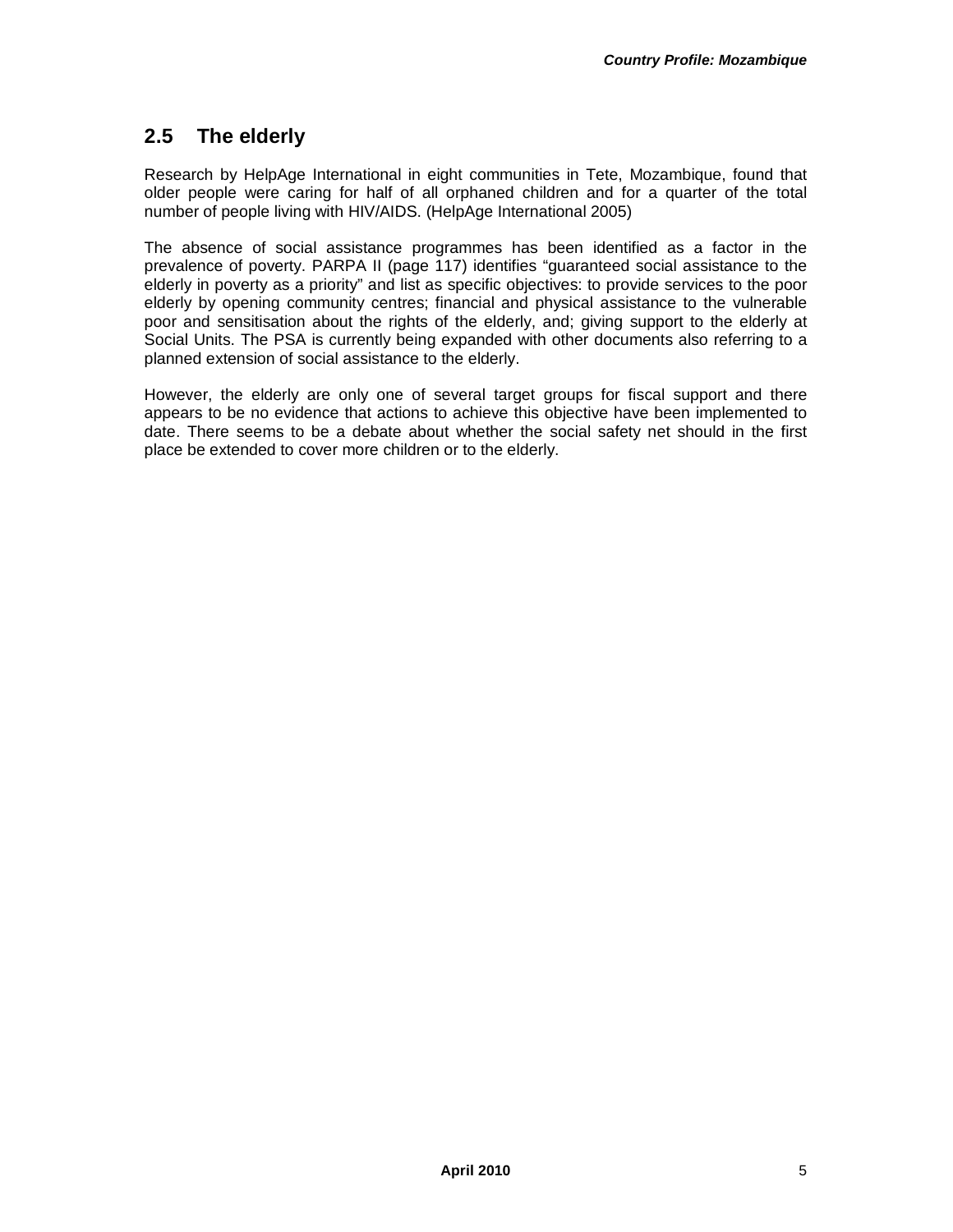## 2.5 The elderly

Research by HelpAge International in eight communities in Tete, Mozambique, found that older people were caring for half of all orphaned children and for a quarter of the total number of people living with HIV/AIDS. (HelpAge International 2005)

The absence of social assistance programmes has been identified as a factor in the prevalence of poverty. PARPA II (page 117) identifies "guaranteed social assistance to the elderly in poverty as a priority" and list as specific objectives: to provide services to the poor elderly by opening community centres; financial and physical assistance to the vulnerable poor and sensitisation about the rights of the elderly, and; giving support to the elderly at Social Units. The PSA is currently being expanded with other documents also referring to a planned extension of social assistance to the elderly.

However, the elderly are only one of several target groups for fiscal support and there appears to be no evidence that actions to achieve this objective have been implemented to date. There seems to be a debate about whether the social safety net should in the first place be extended to cover more children or to the elderly.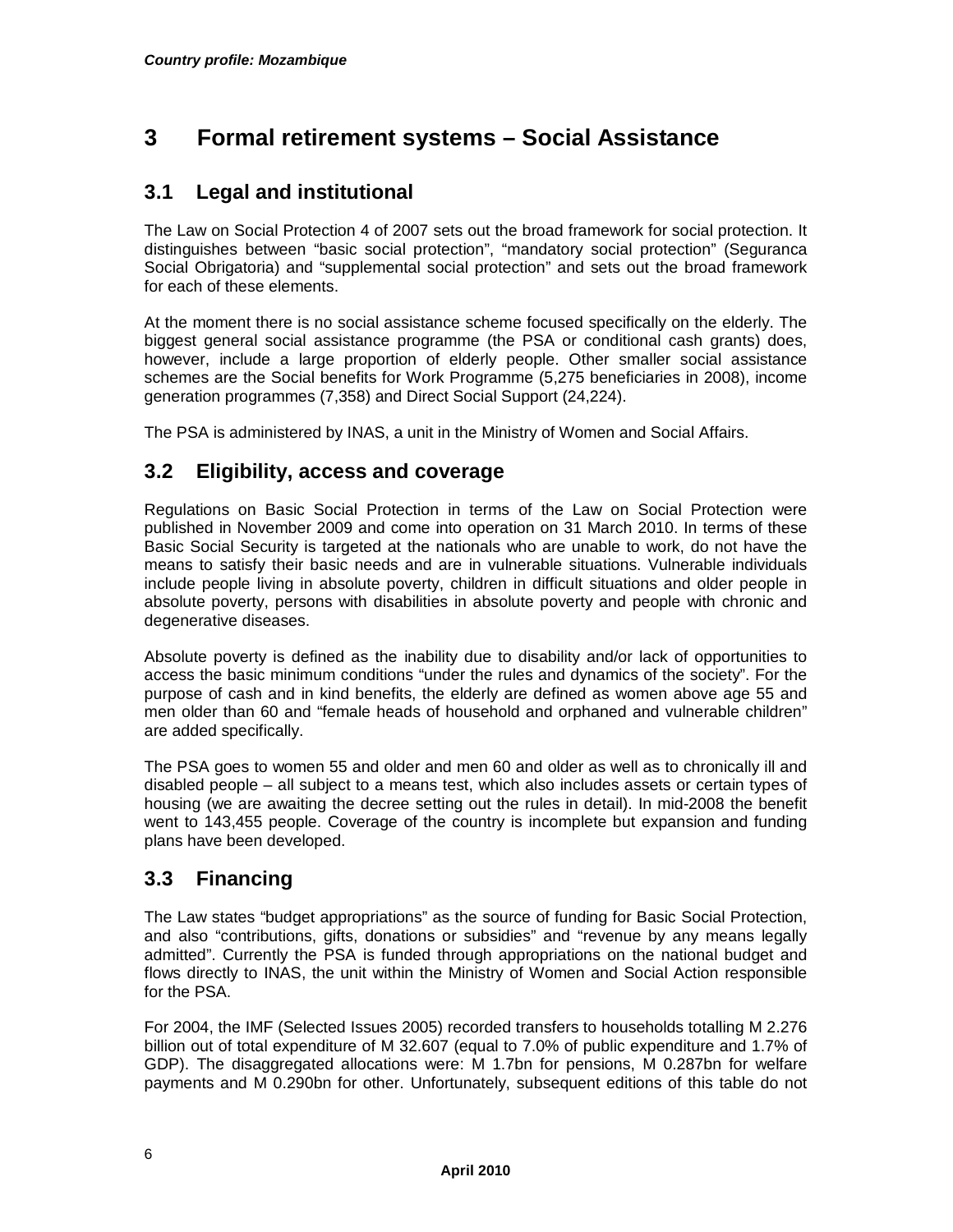# 3 Formal retirement systems – Social Assistance

## 3.1 Legal and institutional

The Law on Social Protection 4 of 2007 sets out the broad framework for social protection. It distinguishes between "basic social protection", "mandatory social protection" (Seguranca Social Obrigatoria) and "supplemental social protection" and sets out the broad framework for each of these elements.

At the moment there is no social assistance scheme focused specifically on the elderly. The biggest general social assistance programme (the PSA or conditional cash grants) does, however, include a large proportion of elderly people. Other smaller social assistance schemes are the Social benefits for Work Programme (5,275 beneficiaries in 2008), income generation programmes (7,358) and Direct Social Support (24,224).

The PSA is administered by INAS, a unit in the Ministry of Women and Social Affairs.

## 3.2 Eligibility, access and coverage

Regulations on Basic Social Protection in terms of the Law on Social Protection were published in November 2009 and come into operation on 31 March 2010. In terms of these Basic Social Security is targeted at the nationals who are unable to work, do not have the means to satisfy their basic needs and are in vulnerable situations. Vulnerable individuals include people living in absolute poverty, children in difficult situations and older people in absolute poverty, persons with disabilities in absolute poverty and people with chronic and degenerative diseases.

Absolute poverty is defined as the inability due to disability and/or lack of opportunities to access the basic minimum conditions "under the rules and dynamics of the society". For the purpose of cash and in kind benefits, the elderly are defined as women above age 55 and men older than 60 and "female heads of household and orphaned and vulnerable children" are added specifically.

The PSA goes to women 55 and older and men 60 and older as well as to chronically ill and disabled people – all subject to a means test, which also includes assets or certain types of housing (we are awaiting the decree setting out the rules in detail). In mid-2008 the benefit went to 143,455 people. Coverage of the country is incomplete but expansion and funding plans have been developed.

## 3.3 Financing

The Law states "budget appropriations" as the source of funding for Basic Social Protection, and also "contributions, gifts, donations or subsidies" and "revenue by any means legally admitted". Currently the PSA is funded through appropriations on the national budget and flows directly to INAS, the unit within the Ministry of Women and Social Action responsible for the PSA.

For 2004, the IMF (Selected Issues 2005) recorded transfers to households totalling M 2.276 billion out of total expenditure of M 32.607 (equal to 7.0% of public expenditure and 1.7% of GDP). The disaggregated allocations were: M 1.7bn for pensions, M 0.287bn for welfare payments and M 0.290bn for other. Unfortunately, subsequent editions of this table do not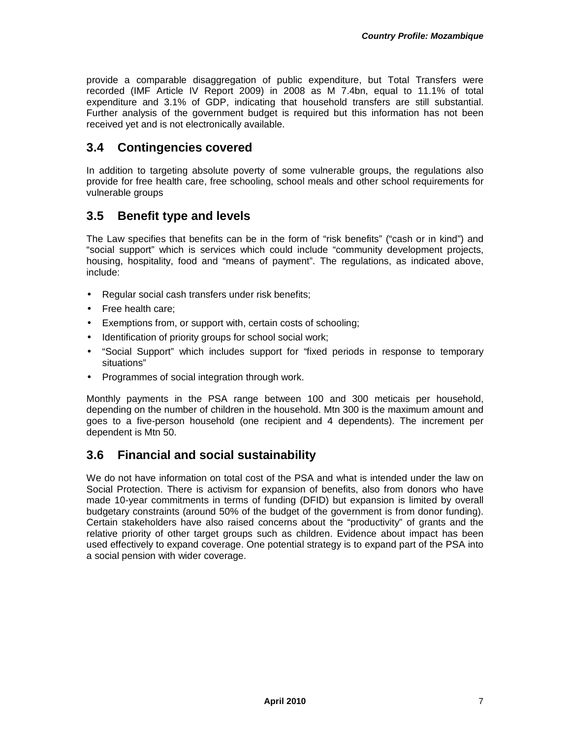provide a comparable disaggregation of public expenditure, but Total Transfers were recorded (IMF Article IV Report 2009) in 2008 as M 7.4bn, equal to 11.1% of total expenditure and 3.1% of GDP, indicating that household transfers are still substantial. Further analysis of the government budget is required but this information has not been received yet and is not electronically available.

## 3.4 Contingencies covered

In addition to targeting absolute poverty of some vulnerable groups, the regulations also provide for free health care, free schooling, school meals and other school requirements for vulnerable groups

## 3.5 Benefit type and levels

The Law specifies that benefits can be in the form of "risk benefits" ("cash or in kind") and "social support" which is services which could include "community development projects, housing, hospitality, food and "means of payment". The regulations, as indicated above, include:

- Regular social cash transfers under risk benefits;
- Free health care;
- Exemptions from, or support with, certain costs of schooling;
- Identification of priority groups for school social work;
- "Social Support" which includes support for "fixed periods in response to temporary situations"
- Programmes of social integration through work.

Monthly payments in the PSA range between 100 and 300 meticais per household, depending on the number of children in the household. Mtn 300 is the maximum amount and goes to a five-person household (one recipient and 4 dependents). The increment per dependent is Mtn 50.

## 3.6 Financial and social sustainability

We do not have information on total cost of the PSA and what is intended under the law on Social Protection. There is activism for expansion of benefits, also from donors who have made 10-year commitments in terms of funding (DFID) but expansion is limited by overall budgetary constraints (around 50% of the budget of the government is from donor funding). Certain stakeholders have also raised concerns about the "productivity" of grants and the relative priority of other target groups such as children. Evidence about impact has been used effectively to expand coverage. One potential strategy is to expand part of the PSA into a social pension with wider coverage.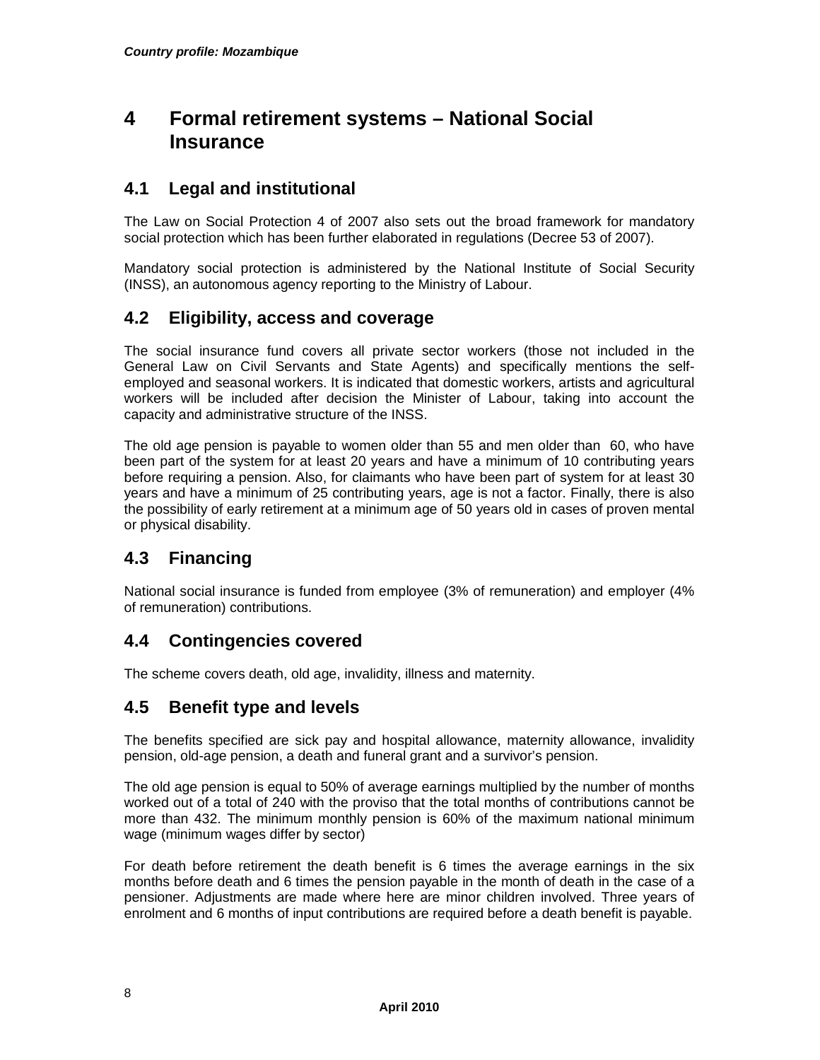# 4 Formal retirement systems – National Social Insurance

## 4.1 Legal and institutional

The Law on Social Protection 4 of 2007 also sets out the broad framework for mandatory social protection which has been further elaborated in regulations (Decree 53 of 2007).

Mandatory social protection is administered by the National Institute of Social Security (INSS), an autonomous agency reporting to the Ministry of Labour.

## 4.2 Eligibility, access and coverage

The social insurance fund covers all private sector workers (those not included in the General Law on Civil Servants and State Agents) and specifically mentions the self-employed and seasonal workers. It is indicated that domestic workers, artists and agricultural workers will be included after decision the Minister of Labour, taking into account the capacity and administrative structure of the INSS.

The old age pension is payable to women older than 55 and men older than 60, who have been part of the system for at least 20 years and have a minimum of 10 contributing years before requiring a pension. Also, for claimants who have been part of system for at least 30 years and have a minimum of 25 contributing years, age is not a factor. Finally, there is also the possibility of early retirement at a minimum age of 50 years old in cases of proven mental or physical disability.

## 4.3 Financing

National social insurance is funded from employee (3% of remuneration) and employer (4% of remuneration) contributions.

## 4.4 Contingencies covered

The scheme covers death, old age, invalidity, illness and maternity.

## 4.5 Benefit type and levels

The benefits specified are sick pay and hospital allowance, maternity allowance, invalidity pension, old-age pension, a death and funeral grant and a survivor's pension.

The old age pension is equal to 50% of average earnings multiplied by the number of months worked out of a total of 240 with the proviso that the total months of contributions cannot be more than 432. The minimum monthly pension is 60% of the maximum national minimum wage (minimum wages differ by sector)

For death before retirement the death benefit is 6 times the average earnings in the six months before death and 6 times the pension payable in the month of death in the case of a pensioner. Adjustments are made where here are minor children involved. Three years of enrolment and 6 months of input contributions are required before a death benefit is payable.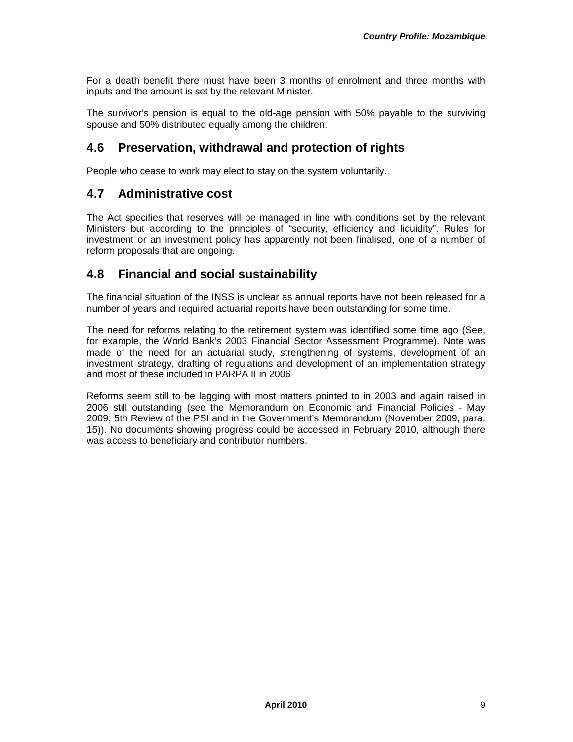For a death benefit there must have been 3 months of enrolment and three months with inputs and the amount is set by the relevant Minister.

The survivor's pension is equal to the old-age pension with 50% payable to the surviving spouse and 50% distributed equally among the children.

## 4.6 Preservation, withdrawal and protection of rights

People who cease to work may elect to stay on the system voluntarily.

## 4.7 Administrative cost

The Act specifies that reserves will be managed in line with conditions set by the relevant Ministers but according to the principles of "security, efficiency and liquidity". Rules for investment or an investment policy has apparently not been finalised, one of a number of reform proposals that are ongoing.

## 4.8 Financial and social sustainability

The financial situation of the INSS is unclear as annual reports have not been released for a number of years and required actuarial reports have been outstanding for some time.

The need for reforms relating to the retirement system was identified some time ago (See, for example, the World Bank's 2003 Financial Sector Assessment Programme). Note was made of the need for an actuarial study, strengthening of systems, development of an investment strategy, drafting of regulations and development of an implementation strategy and most of these included in PARPA II in 2006

Reforms seem still to be lagging with most matters pointed to in 2003 and again raised in 2006 still outstanding (see the Memorandum on Economic and Financial Policies - May 2009; 5th Review of the PSI and in the Government's Memorandum (November 2009, para. 15)). No documents showing progress could be accessed in February 2010, although there was access to beneficiary and contributor numbers.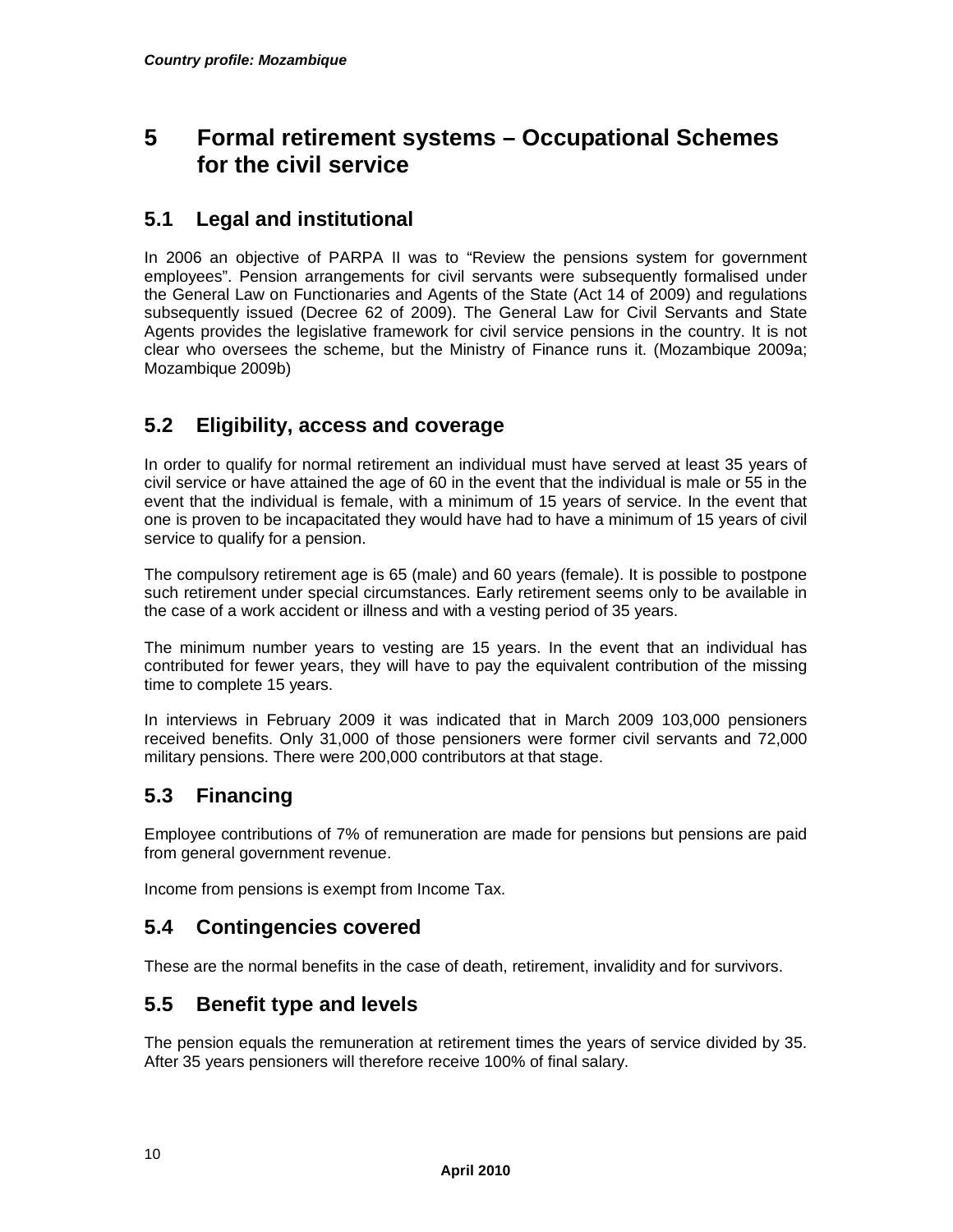# 5 Formal retirement systems – Occupational Schemes for the civil service

## 5.1 Legal and institutional

In 2006 an objective of PARPA II was to "Review the pensions system for government employees". Pension arrangements for civil servants were subsequently formalised under the General Law on Functionaries and Agents of the State (Act 14 of 2009) and regulations subsequently issued (Decree 62 of 2009). The General Law for Civil Servants and State Agents provides the legislative framework for civil service pensions in the country. It is not clear who oversees the scheme, but the Ministry of Finance runs it. (Mozambique 2009a; Mozambique 2009b)

## 5.2 Eligibility, access and coverage

In order to qualify for normal retirement an individual must have served at least 35 years of civil service or have attained the age of 60 in the event that the individual is male or 55 in the event that the individual is female, with a minimum of 15 years of service. In the event that one is proven to be incapacitated they would have had to have a minimum of 15 years of civil service to qualify for a pension.

The compulsory retirement age is 65 (male) and 60 years (female). It is possible to postpone such retirement under special circumstances. Early retirement seems only to be available in the case of a work accident or illness and with a vesting period of 35 years.

The minimum number years to vesting are 15 years. In the event that an individual has contributed for fewer years, they will have to pay the equivalent contribution of the missing time to complete 15 years.

In interviews in February 2009 it was indicated that in March 2009 103,000 pensioners received benefits. Only 31,000 of those pensioners were former civil servants and 72,000 military pensions. There were 200,000 contributors at that stage.

## 5.3 Financing

Employee contributions of 7% of remuneration are made for pensions but pensions are paid from general government revenue.

Income from pensions is exempt from Income Tax.

## 5.4 Contingencies covered

These are the normal benefits in the case of death, retirement, invalidity and for survivors.

## 5.5 Benefit type and levels

The pension equals the remuneration at retirement times the years of service divided by 35. After 35 years pensioners will therefore receive 100% of final salary.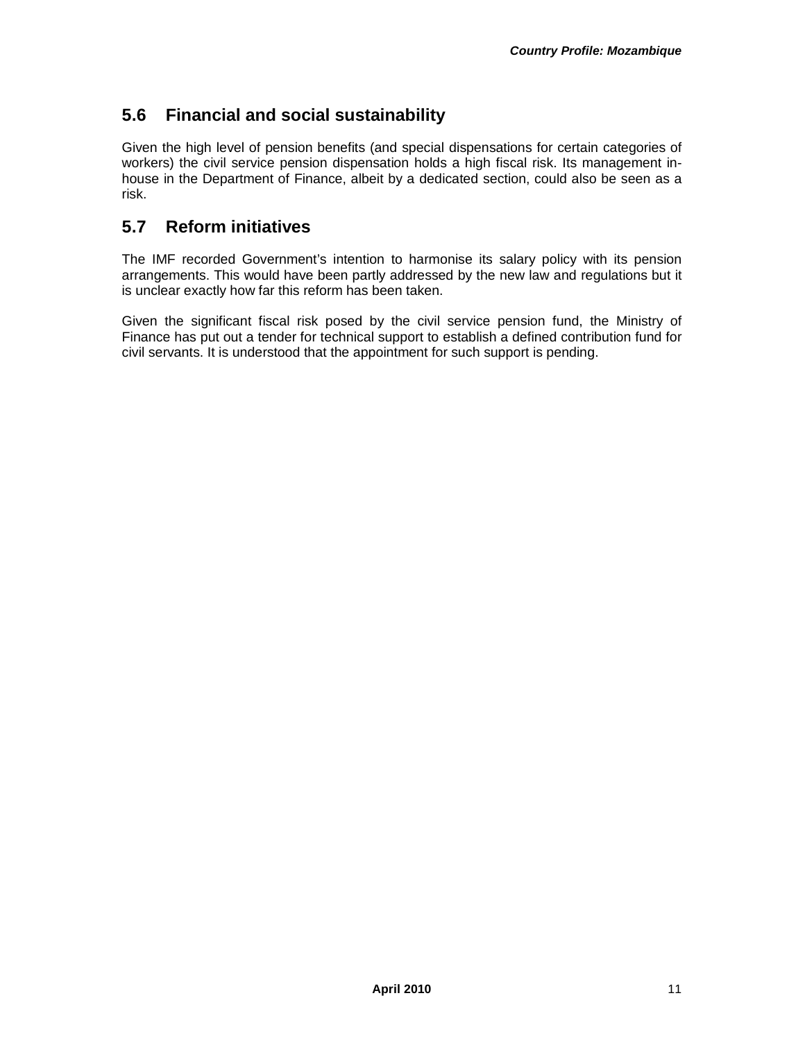## 5.6 Financial and social sustainability

Given the high level of pension benefits (and special dispensations for certain categories of workers) the civil service pension dispensation holds a high fiscal risk. Its management in-house in the Department of Finance, albeit by a dedicated section, could also be seen as a risk.

## 5.7 Reform initiatives

The IMF recorded Government's intention to harmonise its salary policy with its pension arrangements. This would have been partly addressed by the new law and regulations but it is unclear exactly how far this reform has been taken.

Given the significant fiscal risk posed by the civil service pension fund, the Ministry of Finance has put out a tender for technical support to establish a defined contribution fund for civil servants. It is understood that the appointment for such support is pending.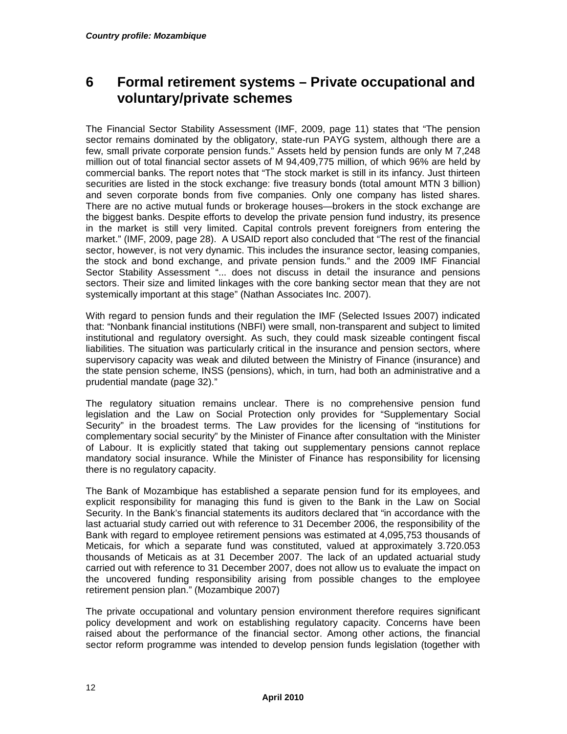# 6 Formal retirement systems – Private occupational and voluntary/private schemes

The Financial Sector Stability Assessment (IMF, 2009, page 11) states that "The pension sector remains dominated by the obligatory, state-run PAYG system, although there are a few, small private corporate pension funds." Assets held by pension funds are only M 7,248 million out of total financial sector assets of M 94,409,775 million, of which 96% are held by commercial banks. The report notes that "The stock market is still in its infancy. Just thirteen securities are listed in the stock exchange: five treasury bonds (total amount MTN 3 billion) and seven corporate bonds from five companies. Only one company has listed shares. There are no active mutual funds or brokerage houses—brokers in the stock exchange are the biggest banks. Despite efforts to develop the private pension fund industry, its presence in the market is still very limited. Capital controls prevent foreigners from entering the market." (IMF, 2009, page 28). A USAID report also concluded that "The rest of the financial sector, however, is not very dynamic. This includes the insurance sector, leasing companies, the stock and bond exchange, and private pension funds." and the 2009 IMF Financial Sector Stability Assessment "... does not discuss in detail the insurance and pensions sectors. Their size and limited linkages with the core banking sector mean that they are not systemically important at this stage" (Nathan Associates Inc. 2007).

With regard to pension funds and their regulation the IMF (Selected Issues 2007) indicated that: "Nonbank financial institutions (NBFI) were small, non-transparent and subject to limited institutional and regulatory oversight. As such, they could mask sizeable contingent fiscal liabilities. The situation was particularly critical in the insurance and pension sectors, where supervisory capacity was weak and diluted between the Ministry of Finance (insurance) and the state pension scheme, INSS (pensions), which, in turn, had both an administrative and a prudential mandate (page 32)."

The regulatory situation remains unclear. There is no comprehensive pension fund legislation and the Law on Social Protection only provides for "Supplementary Social Security" in the broadest terms. The Law provides for the licensing of "institutions for complementary social security" by the Minister of Finance after consultation with the Minister of Labour. It is explicitly stated that taking out supplementary pensions cannot replace mandatory social insurance. While the Minister of Finance has responsibility for licensing there is no regulatory capacity.

The Bank of Mozambique has established a separate pension fund for its employees, and explicit responsibility for managing this fund is given to the Bank in the Law on Social Security. In the Bank's financial statements its auditors declared that "in accordance with the last actuarial study carried out with reference to 31 December 2006, the responsibility of the Bank with regard to employee retirement pensions was estimated at 4,095,753 thousands of Meticais, for which a separate fund was constituted, valued at approximately 3.720.053 thousands of Meticais as at 31 December 2007. The lack of an updated actuarial study carried out with reference to 31 December 2007, does not allow us to evaluate the impact on the uncovered funding responsibility arising from possible changes to the employee retirement pension plan." (Mozambique 2007)

The private occupational and voluntary pension environment therefore requires significant policy development and work on establishing regulatory capacity. Concerns have been raised about the performance of the financial sector. Among other actions, the financial sector reform programme was intended to develop pension funds legislation (together with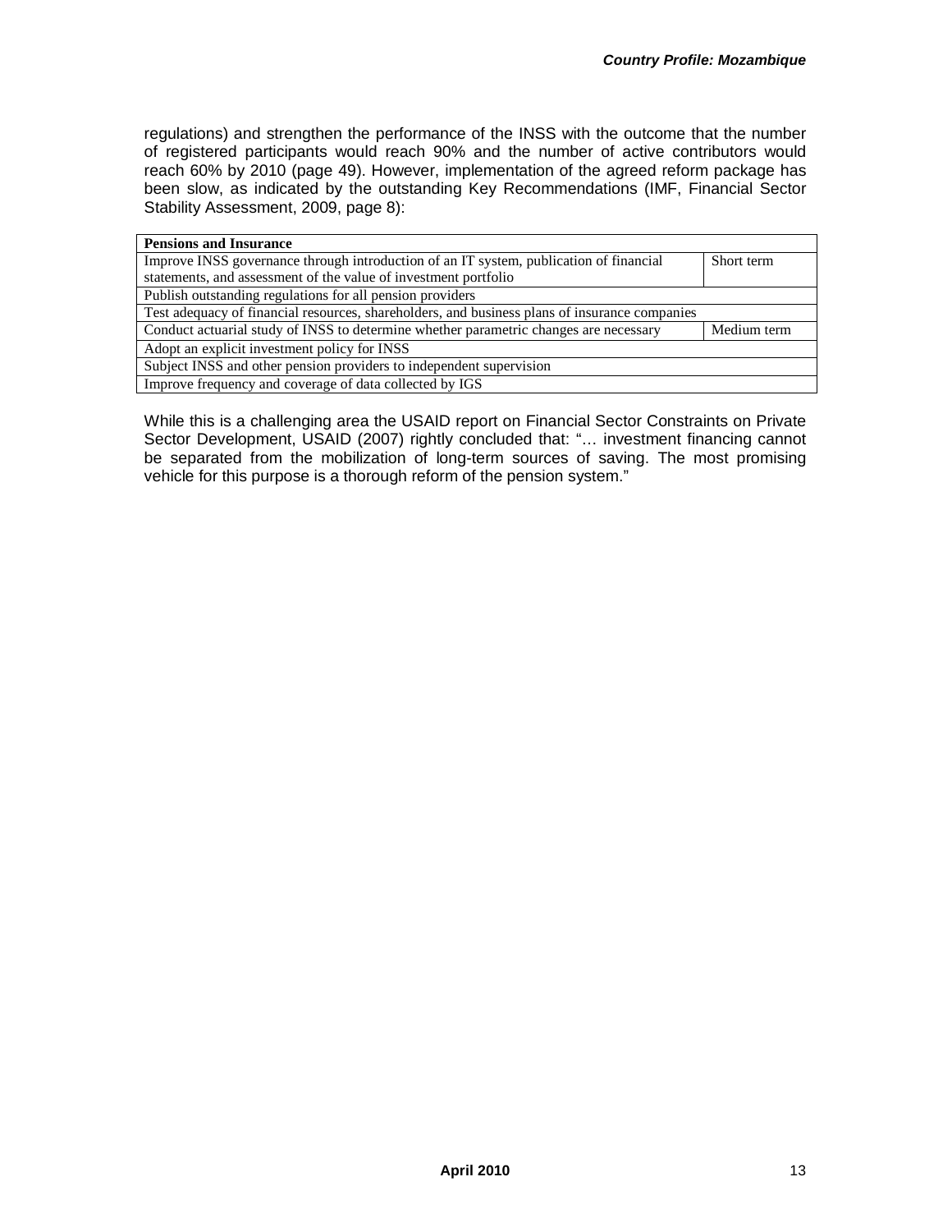regulations) and strengthen the performance of the INSS with the outcome that the number of registered participants would reach 90% and the number of active contributors would reach 60% by 2010 (page 49). However, implementation of the agreed reform package has been slow, as indicated by the outstanding Key Recommendations (IMF, Financial Sector Stability Assessment, 2009, page 8):

| **Pensions and Insurance** | |
|---|---|
| Improve INSS governance through introduction of an IT system, publication of financial statements, and assessment of the value of investment portfolio | Short term |
| Publish outstanding regulations for all pension providers | |
| Test adequacy of financial resources, shareholders, and business plans of insurance companies | |
| Conduct actuarial study of INSS to determine whether parametric changes are necessary | Medium term |
| Adopt an explicit investment policy for INSS | |
| Subject INSS and other pension providers to independent supervision | |
| Improve frequency and coverage of data collected by IGS | |

While this is a challenging area the USAID report on Financial Sector Constraints on Private Sector Development, USAID (2007) rightly concluded that: "… investment financing cannot be separated from the mobilization of long-term sources of saving. The most promising vehicle for this purpose is a thorough reform of the pension system."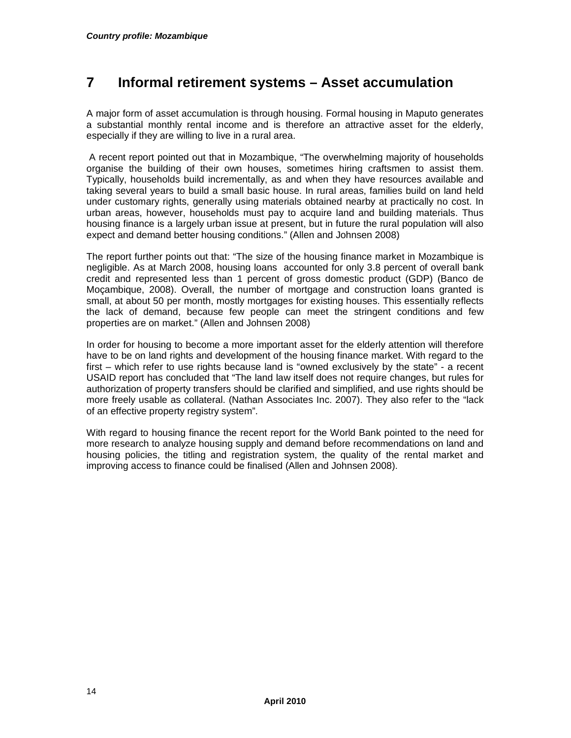# 7 Informal retirement systems – Asset accumulation

A major form of asset accumulation is through housing. Formal housing in Maputo generates a substantial monthly rental income and is therefore an attractive asset for the elderly, especially if they are willing to live in a rural area.

A recent report pointed out that in Mozambique, "The overwhelming majority of households organise the building of their own houses, sometimes hiring craftsmen to assist them. Typically, households build incrementally, as and when they have resources available and taking several years to build a small basic house. In rural areas, families build on land held under customary rights, generally using materials obtained nearby at practically no cost. In urban areas, however, households must pay to acquire land and building materials. Thus housing finance is a largely urban issue at present, but in future the rural population will also expect and demand better housing conditions." (Allen and Johnsen 2008)

The report further points out that: "The size of the housing finance market in Mozambique is negligible. As at March 2008, housing loans accounted for only 3.8 percent of overall bank credit and represented less than 1 percent of gross domestic product (GDP) (Banco de Moçambique, 2008). Overall, the number of mortgage and construction loans granted is small, at about 50 per month, mostly mortgages for existing houses. This essentially reflects the lack of demand, because few people can meet the stringent conditions and few properties are on market." (Allen and Johnsen 2008)

In order for housing to become a more important asset for the elderly attention will therefore have to be on land rights and development of the housing finance market. With regard to the first – which refer to use rights because land is "owned exclusively by the state" - a recent USAID report has concluded that "The land law itself does not require changes, but rules for authorization of property transfers should be clarified and simplified, and use rights should be more freely usable as collateral. (Nathan Associates Inc. 2007). They also refer to the "lack of an effective property registry system".

With regard to housing finance the recent report for the World Bank pointed to the need for more research to analyze housing supply and demand before recommendations on land and housing policies, the titling and registration system, the quality of the rental market and improving access to finance could be finalised (Allen and Johnsen 2008).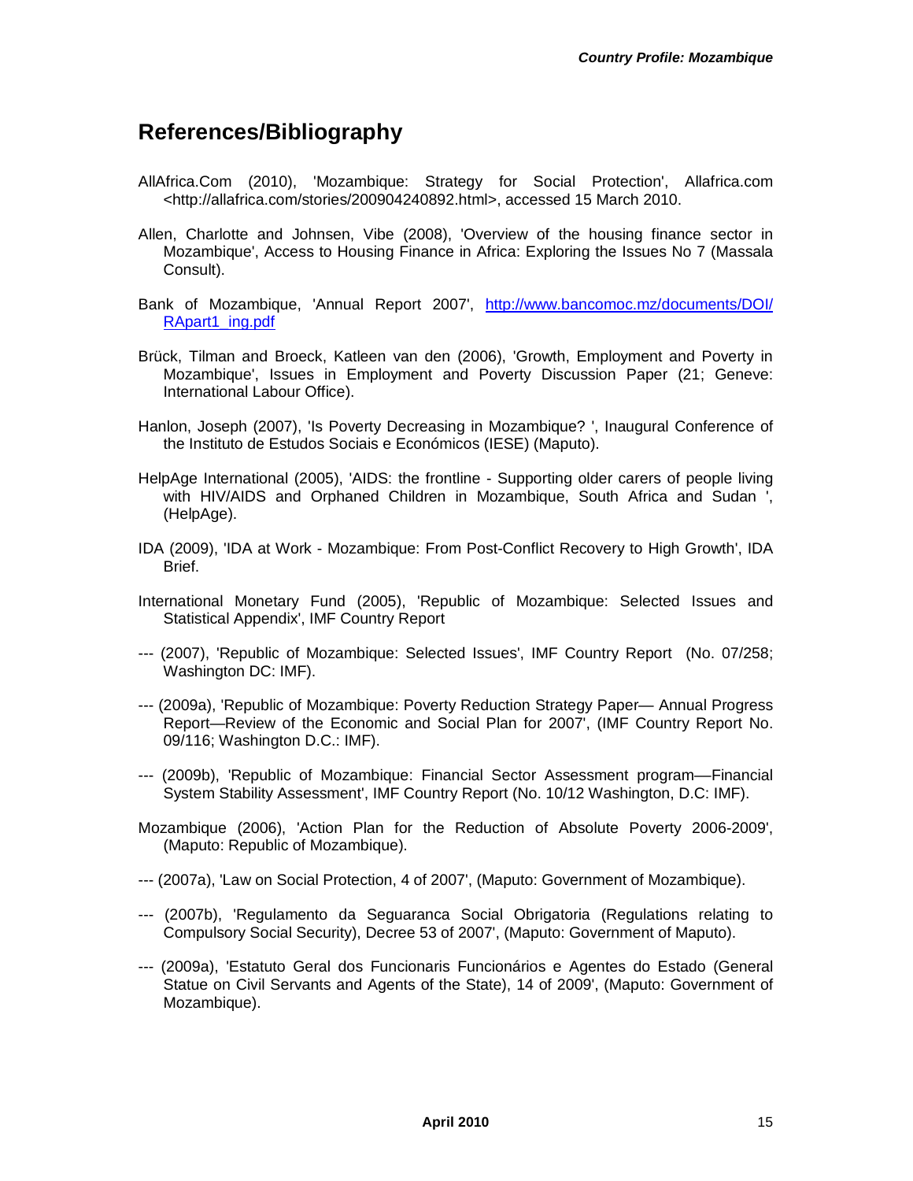## References/Bibliography

AllAfrica.Com (2010), 'Mozambique: Strategy for Social Protection', Allafrica.com <http://allafrica.com/stories/200904240892.html>, accessed 15 March 2010.

Allen, Charlotte and Johnsen, Vibe (2008), 'Overview of the housing finance sector in Mozambique', Access to Housing Finance in Africa: Exploring the Issues No 7 (Massala Consult).

Bank of Mozambique, 'Annual Report 2007', http://www.bancomoc.mz/documents/DOI/RApart1_ing.pdf

Brück, Tilman and Broeck, Katleen van den (2006), 'Growth, Employment and Poverty in Mozambique', Issues in Employment and Poverty Discussion Paper (21; Geneve: International Labour Office).

Hanlon, Joseph (2007), 'Is Poverty Decreasing in Mozambique? ', Inaugural Conference of the Instituto de Estudos Sociais e Económicos (IESE) (Maputo).

HelpAge International (2005), 'AIDS: the frontline - Supporting older carers of people living with HIV/AIDS and Orphaned Children in Mozambique, South Africa and Sudan ', (HelpAge).

IDA (2009), 'IDA at Work - Mozambique: From Post-Conflict Recovery to High Growth', IDA Brief.

International Monetary Fund (2005), 'Republic of Mozambique: Selected Issues and Statistical Appendix', IMF Country Report

--- (2007), 'Republic of Mozambique: Selected Issues', IMF Country Report (No. 07/258; Washington DC: IMF).

--- (2009a), 'Republic of Mozambique: Poverty Reduction Strategy Paper— Annual Progress Report—Review of the Economic and Social Plan for 2007', (IMF Country Report No. 09/116; Washington D.C.: IMF).

--- (2009b), 'Republic of Mozambique: Financial Sector Assessment program—Financial System Stability Assessment', IMF Country Report (No. 10/12 Washington, D.C: IMF).

Mozambique (2006), 'Action Plan for the Reduction of Absolute Poverty 2006-2009', (Maputo: Republic of Mozambique).

--- (2007a), 'Law on Social Protection, 4 of 2007', (Maputo: Government of Mozambique).

--- (2007b), 'Regulamento da Seguaranca Social Obrigatoria (Regulations relating to Compulsory Social Security), Decree 53 of 2007', (Maputo: Government of Maputo).

--- (2009a), 'Estatuto Geral dos Funcionaris Funcionários e Agentes do Estado (General Statue on Civil Servants and Agents of the State), 14 of 2009', (Maputo: Government of Mozambique).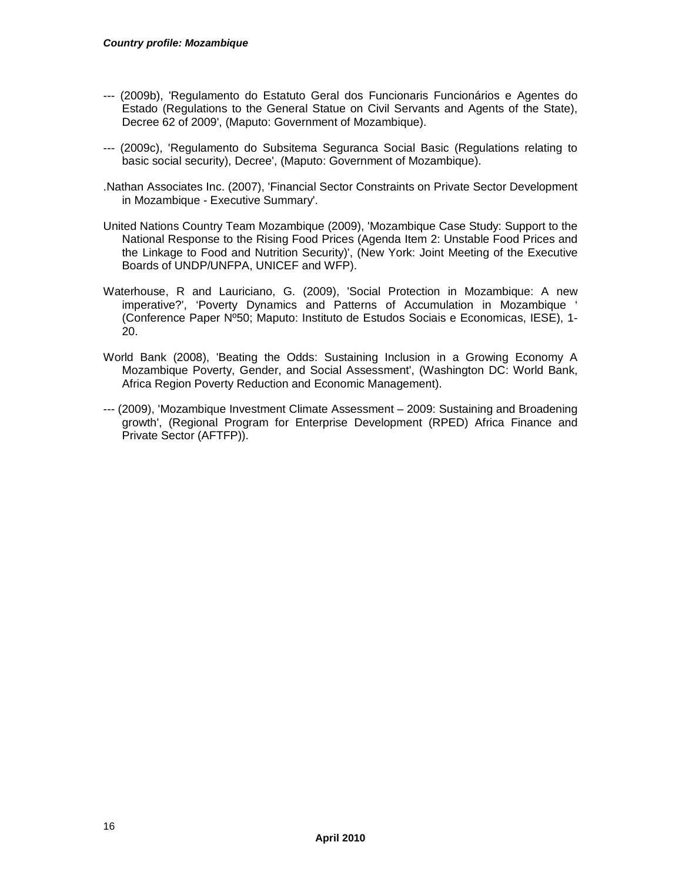--- (2009b), 'Regulamento do Estatuto Geral dos Funcionaris Funcionários e Agentes do Estado (Regulations to the General Statue on Civil Servants and Agents of the State), Decree 62 of 2009', (Maputo: Government of Mozambique).

--- (2009c), 'Regulamento do Subsitema Seguranca Social Basic (Regulations relating to basic social security), Decree', (Maputo: Government of Mozambique).

.Nathan Associates Inc. (2007), 'Financial Sector Constraints on Private Sector Development in Mozambique - Executive Summary'.

United Nations Country Team Mozambique (2009), 'Mozambique Case Study: Support to the National Response to the Rising Food Prices (Agenda Item 2: Unstable Food Prices and the Linkage to Food and Nutrition Security)', (New York: Joint Meeting of the Executive Boards of UNDP/UNFPA, UNICEF and WFP).

Waterhouse, R and Lauriciano, G. (2009), 'Social Protection in Mozambique: A new imperative?', 'Poverty Dynamics and Patterns of Accumulation in Mozambique ' (Conference Paper Nº50; Maputo: Instituto de Estudos Sociais e Economicas, IESE), 1-20.

World Bank (2008), 'Beating the Odds: Sustaining Inclusion in a Growing Economy A Mozambique Poverty, Gender, and Social Assessment', (Washington DC: World Bank, Africa Region Poverty Reduction and Economic Management).

--- (2009), 'Mozambique Investment Climate Assessment – 2009: Sustaining and Broadening growth', (Regional Program for Enterprise Development (RPED) Africa Finance and Private Sector (AFTFP)).